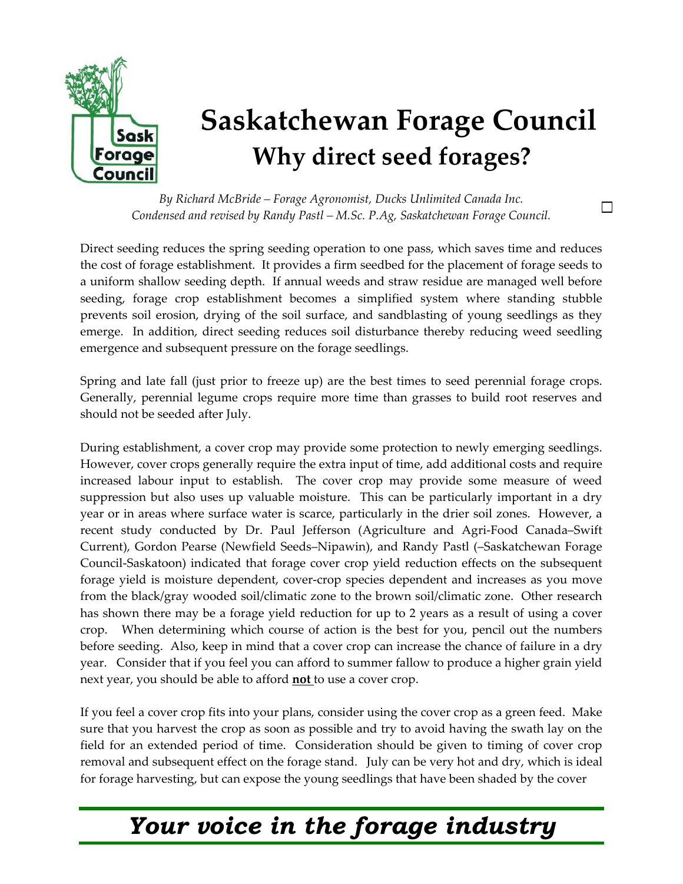# Saskatchewan Forage Council

## Why direct seed forages?

*By Richard McBride – Forage Agronomist, Ducks Unlimited Canada Inc.*
*Condensed and revised by Randy Pastl – M.Sc. P.Ag, Saskatchewan Forage Council.*

Direct seeding reduces the spring seeding operation to one pass, which saves time and reduces the cost of forage establishment. It provides a firm seedbed for the placement of forage seeds to a uniform shallow seeding depth. If annual weeds and straw residue are managed well before seeding, forage crop establishment becomes a simplified system where standing stubble prevents soil erosion, drying of the soil surface, and sandblasting of young seedlings as they emerge. In addition, direct seeding reduces soil disturbance thereby reducing weed seedling emergence and subsequent pressure on the forage seedlings.

Spring and late fall (just prior to freeze up) are the best times to seed perennial forage crops. Generally, perennial legume crops require more time than grasses to build root reserves and should not be seeded after July.

During establishment, a cover crop may provide some protection to newly emerging seedlings. However, cover crops generally require the extra input of time, add additional costs and require increased labour input to establish. The cover crop may provide some measure of weed suppression but also uses up valuable moisture. This can be particularly important in a dry year or in areas where surface water is scarce, particularly in the drier soil zones. However, a recent study conducted by Dr. Paul Jefferson (Agriculture and Agri-Food Canada–Swift Current), Gordon Pearse (Newfield Seeds–Nipawin), and Randy Pastl (–Saskatchewan Forage Council-Saskatoon) indicated that forage cover crop yield reduction effects on the subsequent forage yield is moisture dependent, cover-crop species dependent and increases as you move from the black/gray wooded soil/climatic zone to the brown soil/climatic zone. Other research has shown there may be a forage yield reduction for up to 2 years as a result of using a cover crop. When determining which course of action is the best for you, pencil out the numbers before seeding. Also, keep in mind that a cover crop can increase the chance of failure in a dry year. Consider that if you feel you can afford to summer fallow to produce a higher grain yield next year, you should be able to afford **not** to use a cover crop.

If you feel a cover crop fits into your plans, consider using the cover crop as a green feed. Make sure that you harvest the crop as soon as possible and try to avoid having the swath lay on the field for an extended period of time. Consideration should be given to timing of cover crop removal and subsequent effect on the forage stand. July can be very hot and dry, which is ideal for forage harvesting, but can expose the young seedlings that have been shaded by the cover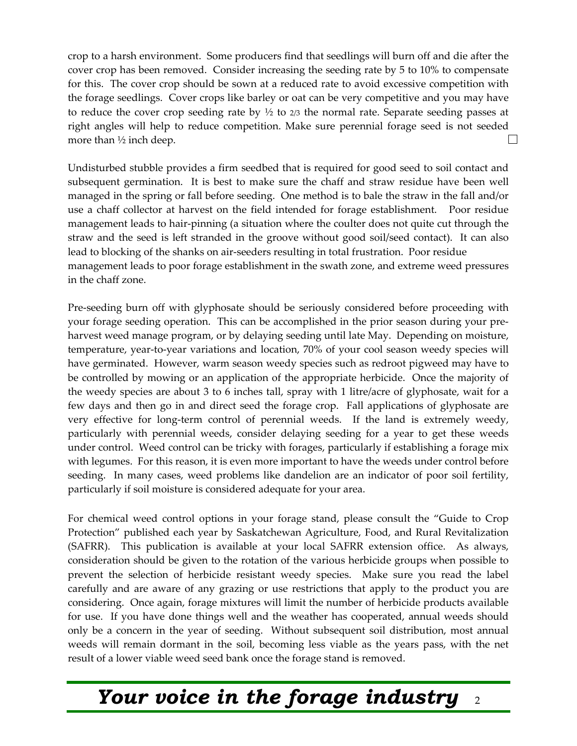crop to a harsh environment. Some producers find that seedlings will burn off and die after the cover crop has been removed. Consider increasing the seeding rate by 5 to 10% to compensate for this. The cover crop should be sown at a reduced rate to avoid excessive competition with the forage seedlings. Cover crops like barley or oat can be very competitive and you may have to reduce the cover crop seeding rate by ½ to 2/3 the normal rate. Separate seeding passes at right angles will help to reduce competition. Make sure perennial forage seed is not seeded more than ½ inch deep.

Undisturbed stubble provides a firm seedbed that is required for good seed to soil contact and subsequent germination. It is best to make sure the chaff and straw residue have been well managed in the spring or fall before seeding. One method is to bale the straw in the fall and/or use a chaff collector at harvest on the field intended for forage establishment. Poor residue management leads to hair-pinning (a situation where the coulter does not quite cut through the straw and the seed is left stranded in the groove without good soil/seed contact). It can also lead to blocking of the shanks on air-seeders resulting in total frustration. Poor residue management leads to poor forage establishment in the swath zone, and extreme weed pressures in the chaff zone.

Pre-seeding burn off with glyphosate should be seriously considered before proceeding with your forage seeding operation. This can be accomplished in the prior season during your pre-harvest weed manage program, or by delaying seeding until late May. Depending on moisture, temperature, year-to-year variations and location, 70% of your cool season weedy species will have germinated. However, warm season weedy species such as redroot pigweed may have to be controlled by mowing or an application of the appropriate herbicide. Once the majority of the weedy species are about 3 to 6 inches tall, spray with 1 litre/acre of glyphosate, wait for a few days and then go in and direct seed the forage crop. Fall applications of glyphosate are very effective for long-term control of perennial weeds. If the land is extremely weedy, particularly with perennial weeds, consider delaying seeding for a year to get these weeds under control. Weed control can be tricky with forages, particularly if establishing a forage mix with legumes. For this reason, it is even more important to have the weeds under control before seeding. In many cases, weed problems like dandelion are an indicator of poor soil fertility, particularly if soil moisture is considered adequate for your area.

For chemical weed control options in your forage stand, please consult the "Guide to Crop Protection" published each year by Saskatchewan Agriculture, Food, and Rural Revitalization (SAFRR). This publication is available at your local SAFRR extension office. As always, consideration should be given to the rotation of the various herbicide groups when possible to prevent the selection of herbicide resistant weedy species. Make sure you read the label carefully and are aware of any grazing or use restrictions that apply to the product you are considering. Once again, forage mixtures will limit the number of herbicide products available for use. If you have done things well and the weather has cooperated, annual weeds should only be a concern in the year of seeding. Without subsequent soil distribution, most annual weeds will remain dormant in the soil, becoming less viable as the years pass, with the net result of a lower viable weed seed bank once the forage stand is removed.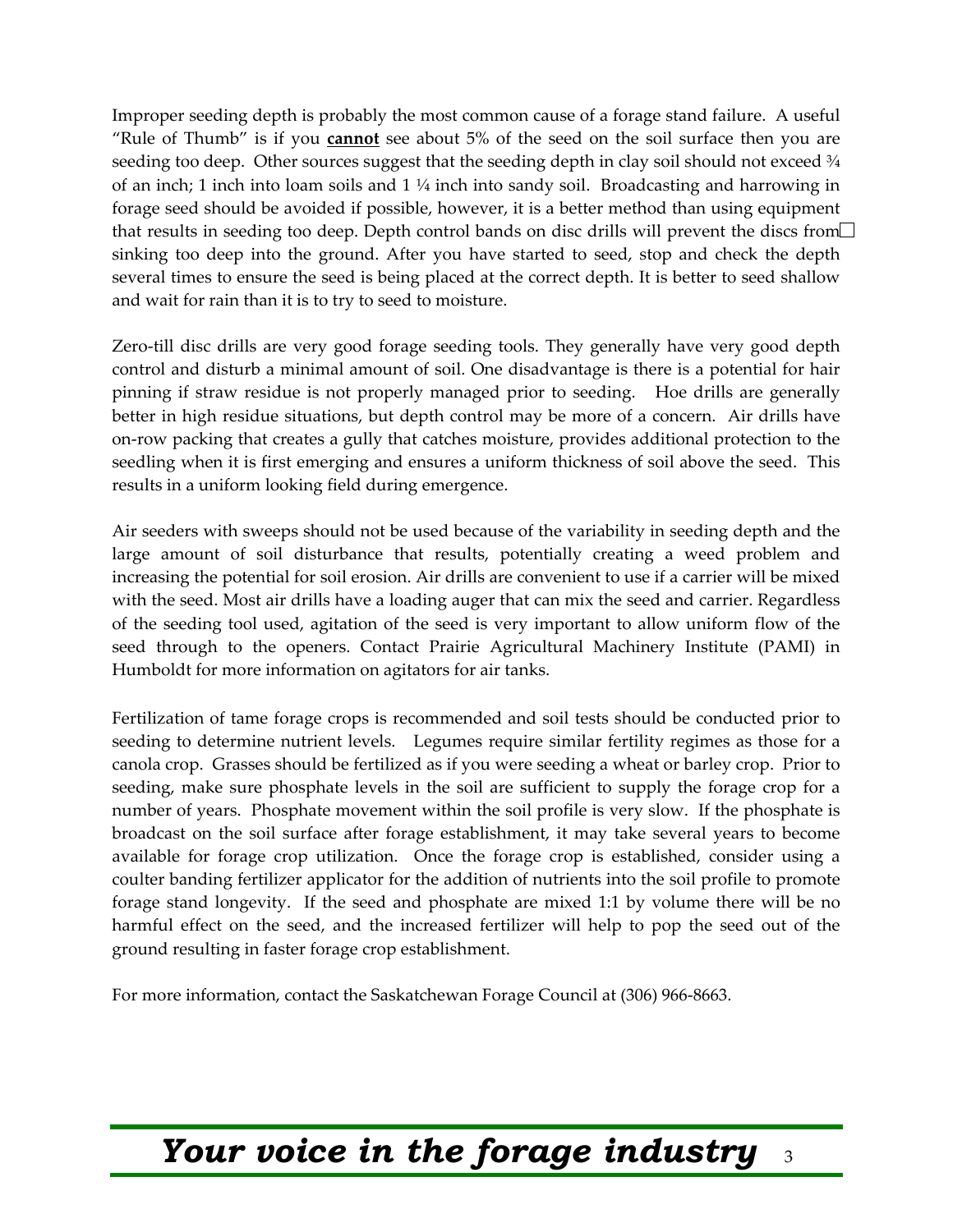Improper seeding depth is probably the most common cause of a forage stand failure. A useful "Rule of Thumb" is if you **cannot** see about 5% of the seed on the soil surface then you are seeding too deep. Other sources suggest that the seeding depth in clay soil should not exceed ¾ of an inch; 1 inch into loam soils and 1 ¼ inch into sandy soil. Broadcasting and harrowing in forage seed should be avoided if possible, however, it is a better method than using equipment that results in seeding too deep. Depth control bands on disc drills will prevent the discs from sinking too deep into the ground. After you have started to seed, stop and check the depth several times to ensure the seed is being placed at the correct depth. It is better to seed shallow and wait for rain than it is to try to seed to moisture.

Zero-till disc drills are very good forage seeding tools. They generally have very good depth control and disturb a minimal amount of soil. One disadvantage is there is a potential for hair pinning if straw residue is not properly managed prior to seeding. Hoe drills are generally better in high residue situations, but depth control may be more of a concern. Air drills have on-row packing that creates a gully that catches moisture, provides additional protection to the seedling when it is first emerging and ensures a uniform thickness of soil above the seed. This results in a uniform looking field during emergence.

Air seeders with sweeps should not be used because of the variability in seeding depth and the large amount of soil disturbance that results, potentially creating a weed problem and increasing the potential for soil erosion. Air drills are convenient to use if a carrier will be mixed with the seed. Most air drills have a loading auger that can mix the seed and carrier. Regardless of the seeding tool used, agitation of the seed is very important to allow uniform flow of the seed through to the openers. Contact Prairie Agricultural Machinery Institute (PAMI) in Humboldt for more information on agitators for air tanks.

Fertilization of tame forage crops is recommended and soil tests should be conducted prior to seeding to determine nutrient levels. Legumes require similar fertility regimes as those for a canola crop. Grasses should be fertilized as if you were seeding a wheat or barley crop. Prior to seeding, make sure phosphate levels in the soil are sufficient to supply the forage crop for a number of years. Phosphate movement within the soil profile is very slow. If the phosphate is broadcast on the soil surface after forage establishment, it may take several years to become available for forage crop utilization. Once the forage crop is established, consider using a coulter banding fertilizer applicator for the addition of nutrients into the soil profile to promote forage stand longevity. If the seed and phosphate are mixed 1:1 by volume there will be no harmful effect on the seed, and the increased fertilizer will help to pop the seed out of the ground resulting in faster forage crop establishment.

For more information, contact the Saskatchewan Forage Council at (306) 966-8663.